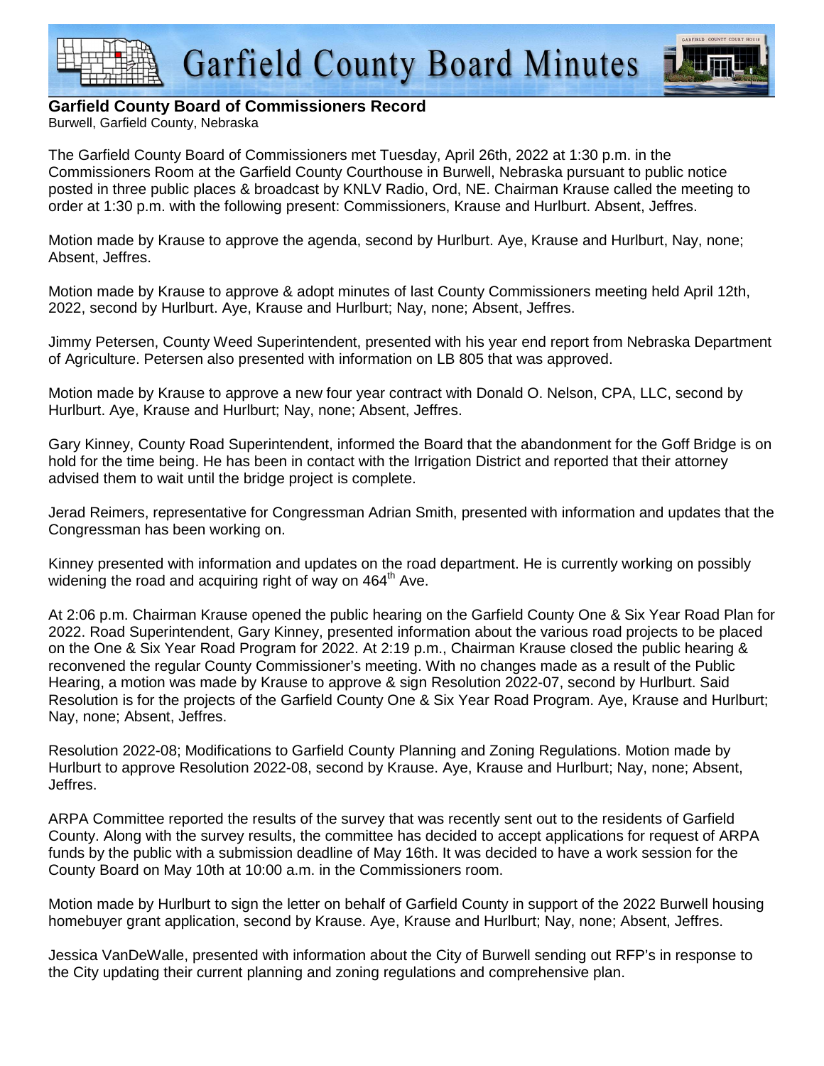# Garfield County Board Minutes

**Garfield County Board of Commissioners Record**
Burwell, Garfield County, Nebraska

The Garfield County Board of Commissioners met Tuesday, April 26th, 2022 at 1:30 p.m. in the Commissioners Room at the Garfield County Courthouse in Burwell, Nebraska pursuant to public notice posted in three public places & broadcast by KNLV Radio, Ord, NE. Chairman Krause called the meeting to order at 1:30 p.m. with the following present: Commissioners, Krause and Hurlburt. Absent, Jeffres.

Motion made by Krause to approve the agenda, second by Hurlburt. Aye, Krause and Hurlburt, Nay, none; Absent, Jeffres.

Motion made by Krause to approve & adopt minutes of last County Commissioners meeting held April 12th, 2022, second by Hurlburt. Aye, Krause and Hurlburt; Nay, none; Absent, Jeffres.

Jimmy Petersen, County Weed Superintendent, presented with his year end report from Nebraska Department of Agriculture. Petersen also presented with information on LB 805 that was approved.

Motion made by Krause to approve a new four year contract with Donald O. Nelson, CPA, LLC, second by Hurlburt. Aye, Krause and Hurlburt; Nay, none; Absent, Jeffres.

Gary Kinney, County Road Superintendent, informed the Board that the abandonment for the Goff Bridge is on hold for the time being. He has been in contact with the Irrigation District and reported that their attorney advised them to wait until the bridge project is complete.

Jerad Reimers, representative for Congressman Adrian Smith, presented with information and updates that the Congressman has been working on.

Kinney presented with information and updates on the road department. He is currently working on possibly widening the road and acquiring right of way on 464th Ave.

At 2:06 p.m. Chairman Krause opened the public hearing on the Garfield County One & Six Year Road Plan for 2022. Road Superintendent, Gary Kinney, presented information about the various road projects to be placed on the One & Six Year Road Program for 2022. At 2:19 p.m., Chairman Krause closed the public hearing & reconvened the regular County Commissioner's meeting. With no changes made as a result of the Public Hearing, a motion was made by Krause to approve & sign Resolution 2022-07, second by Hurlburt. Said Resolution is for the projects of the Garfield County One & Six Year Road Program. Aye, Krause and Hurlburt; Nay, none; Absent, Jeffres.

Resolution 2022-08; Modifications to Garfield County Planning and Zoning Regulations. Motion made by Hurlburt to approve Resolution 2022-08, second by Krause. Aye, Krause and Hurlburt; Nay, none; Absent, Jeffres.

ARPA Committee reported the results of the survey that was recently sent out to the residents of Garfield County. Along with the survey results, the committee has decided to accept applications for request of ARPA funds by the public with a submission deadline of May 16th. It was decided to have a work session for the County Board on May 10th at 10:00 a.m. in the Commissioners room.

Motion made by Hurlburt to sign the letter on behalf of Garfield County in support of the 2022 Burwell housing homebuyer grant application, second by Krause. Aye, Krause and Hurlburt; Nay, none; Absent, Jeffres.

Jessica VanDeWalle, presented with information about the City of Burwell sending out RFP's in response to the City updating their current planning and zoning regulations and comprehensive plan.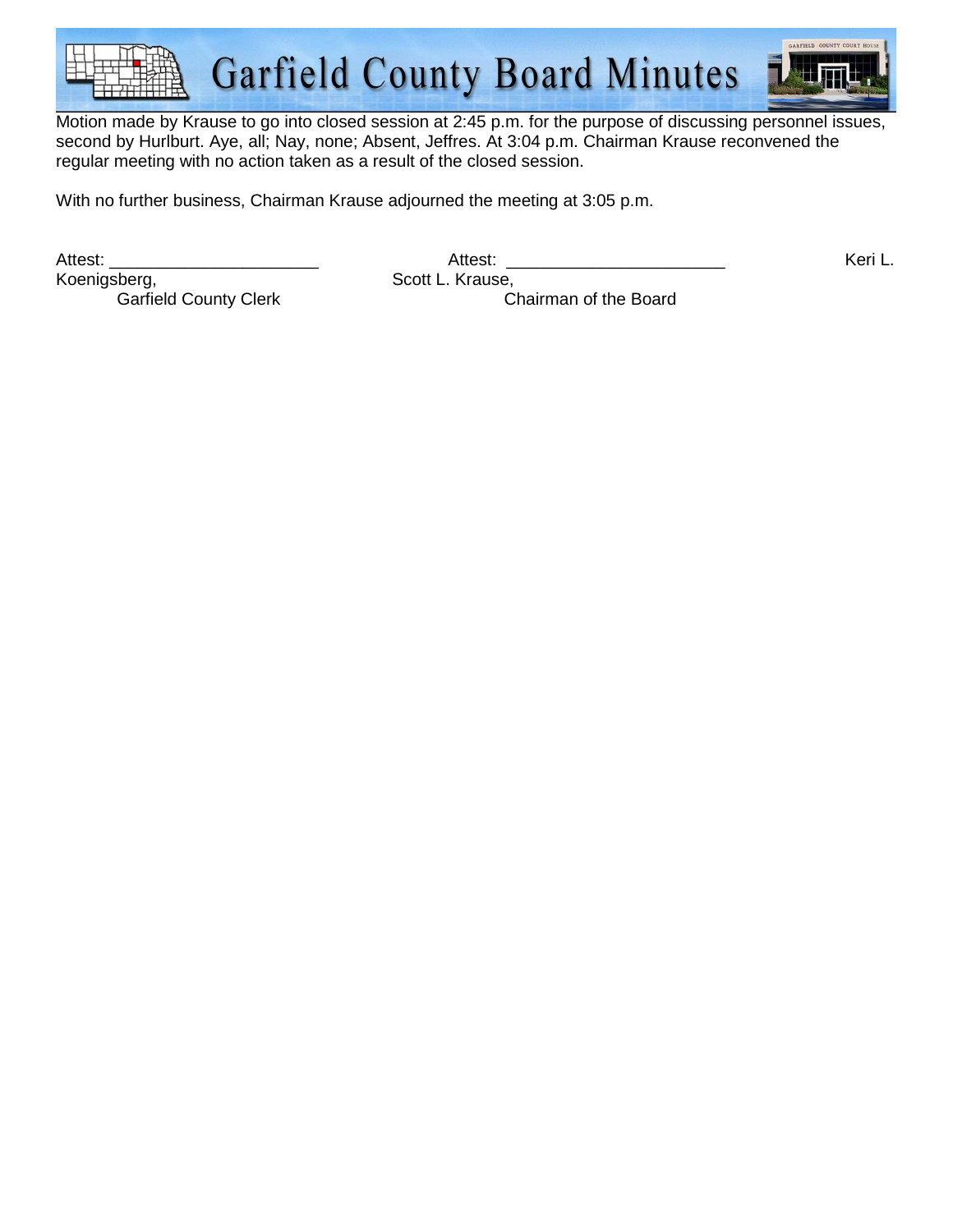Motion made by Krause to go into closed session at 2:45 p.m. for the purpose of discussing personnel issues, second by Hurlburt. Aye, all; Nay, none; Absent, Jeffres. At 3:04 p.m. Chairman Krause reconvened the regular meeting with no action taken as a result of the closed session.

With no further business, Chairman Krause adjourned the meeting at 3:05 p.m.

Attest: ______________________ Attest: _______________________

Keri L. Koenigsberg, Garfield County Clerk

Scott L. Krause, Chairman of the Board